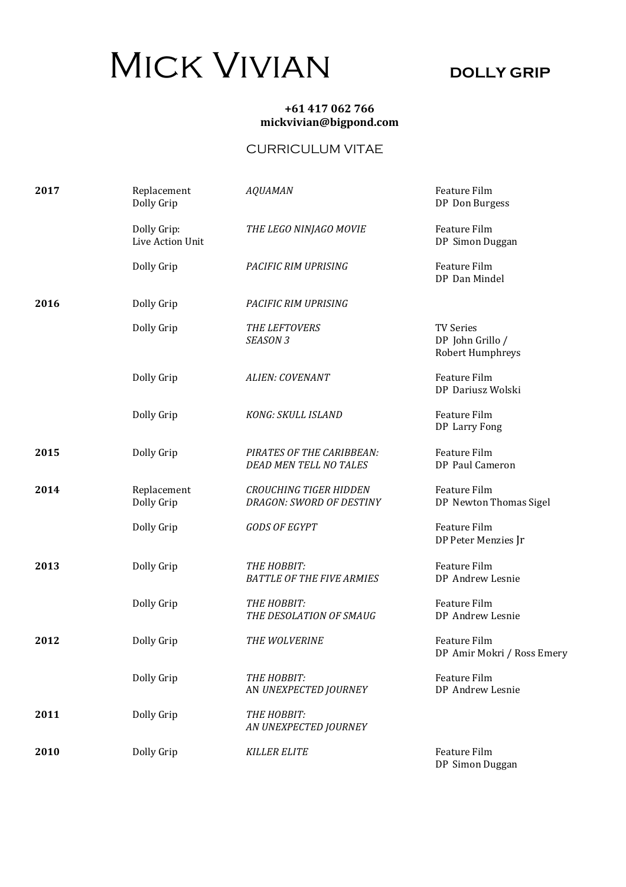# Mick Vivian

**DOLLY GRIP**

**+61 417 062 766**
**mickvivian@bigpond.com**

## CURRICULUM VITAE

| Year | Role | Production | Details |
|---|---|---|---|
| **2017** | Replacement Dolly Grip | *AQUAMAN* | Feature Film<br>DP Don Burgess |
| | Dolly Grip: Live Action Unit | *THE LEGO NINJAGO MOVIE* | Feature Film<br>DP Simon Duggan |
| | Dolly Grip | *PACIFIC RIM UPRISING* | Feature Film<br>DP Dan Mindel |
| **2016** | Dolly Grip | *PACIFIC RIM UPRISING* | |
| | Dolly Grip | *THE LEFTOVERS SEASON 3* | TV Series<br>DP John Grillo / Robert Humphreys |
| | Dolly Grip | *ALIEN: COVENANT* | Feature Film<br>DP Dariusz Wolski |
| | Dolly Grip | *KONG: SKULL ISLAND* | Feature Film<br>DP Larry Fong |
| **2015** | Dolly Grip | *PIRATES OF THE CARIBBEAN: DEAD MEN TELL NO TALES* | Feature Film<br>DP Paul Cameron |
| **2014** | Replacement Dolly Grip | *CROUCHING TIGER HIDDEN DRAGON: SWORD OF DESTINY* | Feature Film<br>DP Newton Thomas Sigel |
| | Dolly Grip | *GODS OF EGYPT* | Feature Film<br>DP Peter Menzies Jr |
| **2013** | Dolly Grip | *THE HOBBIT: BATTLE OF THE FIVE ARMIES* | Feature Film<br>DP Andrew Lesnie |
| | Dolly Grip | *THE HOBBIT: THE DESOLATION OF SMAUG* | Feature Film<br>DP Andrew Lesnie |
| **2012** | Dolly Grip | *THE WOLVERINE* | Feature Film<br>DP Amir Mokri / Ross Emery |
| | Dolly Grip | *THE HOBBIT: AN UNEXPECTED JOURNEY* | Feature Film<br>DP Andrew Lesnie |
| **2011** | Dolly Grip | *THE HOBBIT: AN UNEXPECTED JOURNEY* | |
| **2010** | Dolly Grip | *KILLER ELITE* | Feature Film<br>DP Simon Duggan |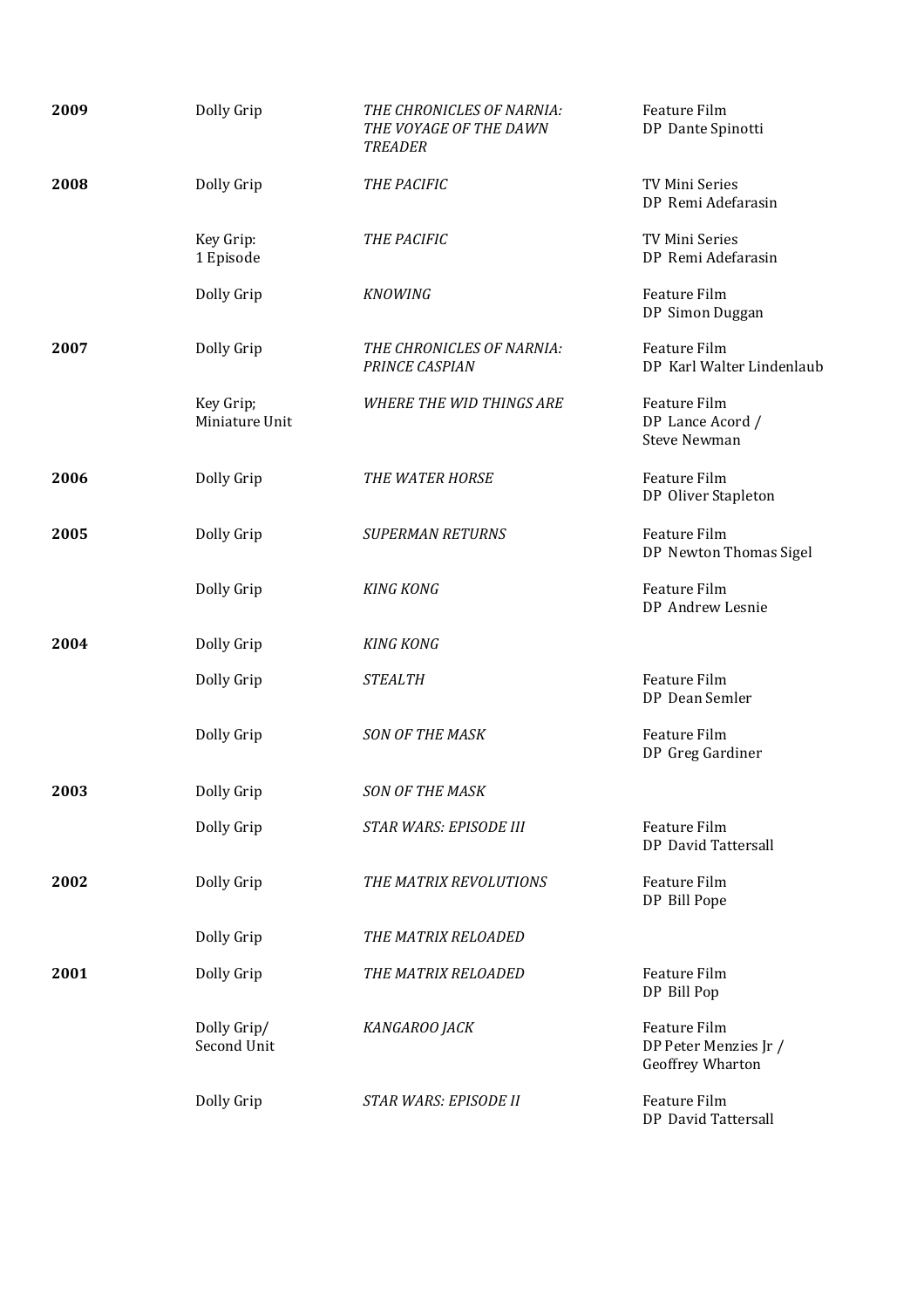| | | | |
|---|---|---|---|
| **2009** | Dolly Grip | *THE CHRONICLES OF NARNIA: THE VOYAGE OF THE DAWN TREADER* | Feature Film<br>DP Dante Spinotti |
| **2008** | Dolly Grip | *THE PACIFIC* | TV Mini Series<br>DP Remi Adefarasin |
| | Key Grip:<br>1 Episode | *THE PACIFIC* | TV Mini Series<br>DP Remi Adefarasin |
| | Dolly Grip | *KNOWING* | Feature Film<br>DP Simon Duggan |
| **2007** | Dolly Grip | *THE CHRONICLES OF NARNIA: PRINCE CASPIAN* | Feature Film<br>DP Karl Walter Lindenlaub |
| | Key Grip;<br>Miniature Unit | *WHERE THE WID THINGS ARE* | Feature Film<br>DP Lance Acord /<br>Steve Newman |
| **2006** | Dolly Grip | *THE WATER HORSE* | Feature Film<br>DP Oliver Stapleton |
| **2005** | Dolly Grip | *SUPERMAN RETURNS* | Feature Film<br>DP Newton Thomas Sigel |
| | Dolly Grip | *KING KONG* | Feature Film<br>DP Andrew Lesnie |
| **2004** | Dolly Grip | *KING KONG* | |
| | Dolly Grip | *STEALTH* | Feature Film<br>DP Dean Semler |
| | Dolly Grip | *SON OF THE MASK* | Feature Film<br>DP Greg Gardiner |
| **2003** | Dolly Grip | *SON OF THE MASK* | |
| | Dolly Grip | *STAR WARS: EPISODE III* | Feature Film<br>DP David Tattersall |
| **2002** | Dolly Grip | *THE MATRIX REVOLUTIONS* | Feature Film<br>DP Bill Pope |
| | Dolly Grip | *THE MATRIX RELOADED* | |
| **2001** | Dolly Grip | *THE MATRIX RELOADED* | Feature Film<br>DP Bill Pop |
| | Dolly Grip/<br>Second Unit | *KANGAROO JACK* | Feature Film<br>DP Peter Menzies Jr /<br>Geoffrey Wharton |
| | Dolly Grip | *STAR WARS: EPISODE II* | Feature Film<br>DP David Tattersall |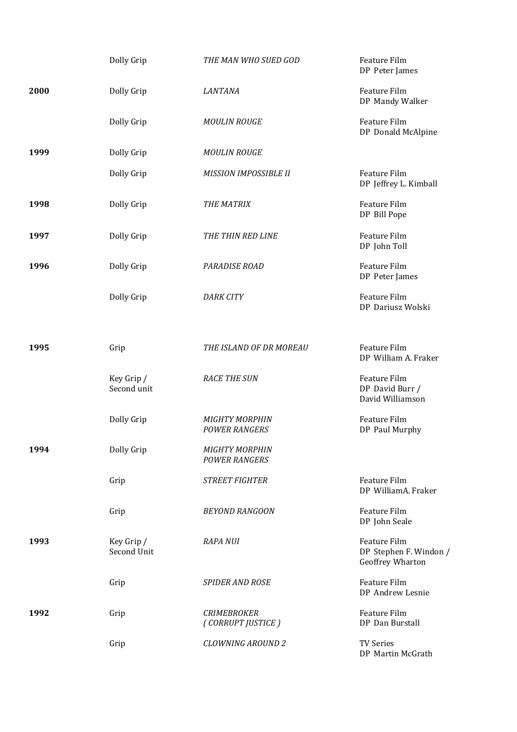| | | | |
|---|---|---|---|
| | Dolly Grip | *THE MAN WHO SUED GOD* | Feature Film<br>DP Peter James |
| **2000** | Dolly Grip | *LANTANA* | Feature Film<br>DP Mandy Walker |
| | Dolly Grip | *MOULIN ROUGE* | Feature Film<br>DP Donald McAlpine |
| **1999** | Dolly Grip | *MOULIN ROUGE* | |
| | Dolly Grip | *MISSION IMPOSSIBLE II* | Feature Film<br>DP Jeffrey L. Kimball |
| **1998** | Dolly Grip | *THE MATRIX* | Feature Film<br>DP Bill Pope |
| **1997** | Dolly Grip | *THE THIN RED LINE* | Feature Film<br>DP John Toll |
| **1996** | Dolly Grip | *PARADISE ROAD* | Feature Film<br>DP Peter James |
| | Dolly Grip | *DARK CITY* | Feature Film<br>DP Dariusz Wolski |
| **1995** | Grip | *THE ISLAND OF DR MOREAU* | Feature Film<br>DP William A. Fraker |
| | Key Grip /<br>Second unit | *RACE THE SUN* | Feature Film<br>DP David Burr /<br>David Williamson |
| | Dolly Grip | *MIGHTY MORPHIN POWER RANGERS* | Feature Film<br>DP Paul Murphy |
| **1994** | Dolly Grip | *MIGHTY MORPHIN POWER RANGERS* | |
| | Grip | *STREET FIGHTER* | Feature Film<br>DP WilliamA. Fraker |
| | Grip | *BEYOND RANGOON* | Feature Film<br>DP John Seale |
| **1993** | Key Grip /<br>Second Unit | *RAPA NUI* | Feature Film<br>DP Stephen F. Windon /<br>Geoffrey Wharton |
| | Grip | *SPIDER AND ROSE* | Feature Film<br>DP Andrew Lesnie |
| **1992** | Grip | *CRIMEBROKER ( CORRUPT JUSTICE )* | Feature Film<br>DP Dan Burstall |
| | Grip | *CLOWNING AROUND 2* | TV Series<br>DP Martin McGrath |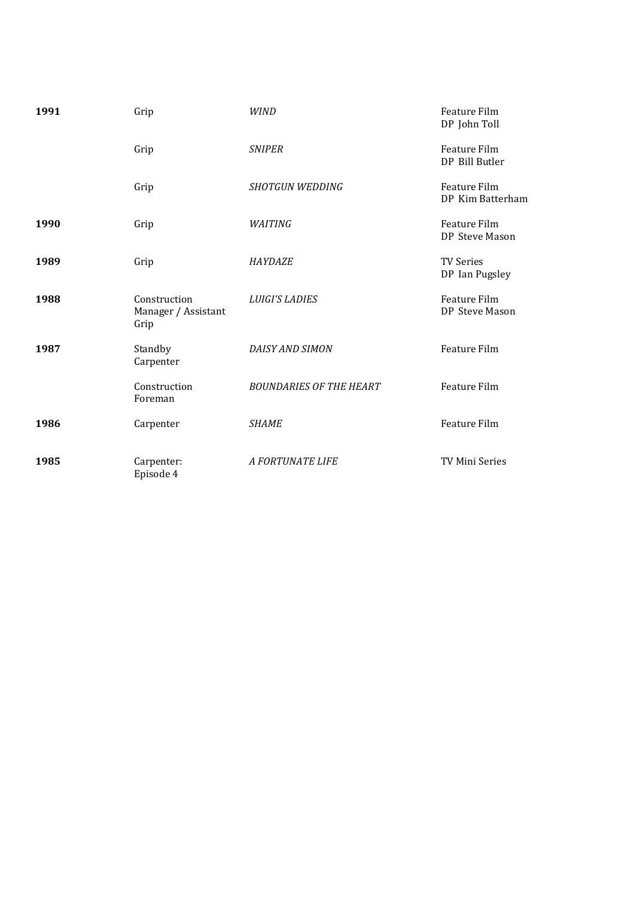| | | | |
|---|---|---|---|
| **1991** | Grip | *WIND* | Feature Film<br>DP John Toll |
| | Grip | *SNIPER* | Feature Film<br>DP Bill Butler |
| | Grip | *SHOTGUN WEDDING* | Feature Film<br>DP Kim Batterham |
| **1990** | Grip | *WAITING* | Feature Film<br>DP Steve Mason |
| **1989** | Grip | *HAYDAZE* | TV Series<br>DP Ian Pugsley |
| **1988** | Construction Manager / Assistant Grip | *LUIGI'S LADIES* | Feature Film<br>DP Steve Mason |
| **1987** | Standby Carpenter | *DAISY AND SIMON* | Feature Film |
| | Construction Foreman | *BOUNDARIES OF THE HEART* | Feature Film |
| **1986** | Carpenter | *SHAME* | Feature Film |
| **1985** | Carpenter: Episode 4 | *A FORTUNATE LIFE* | TV Mini Series |